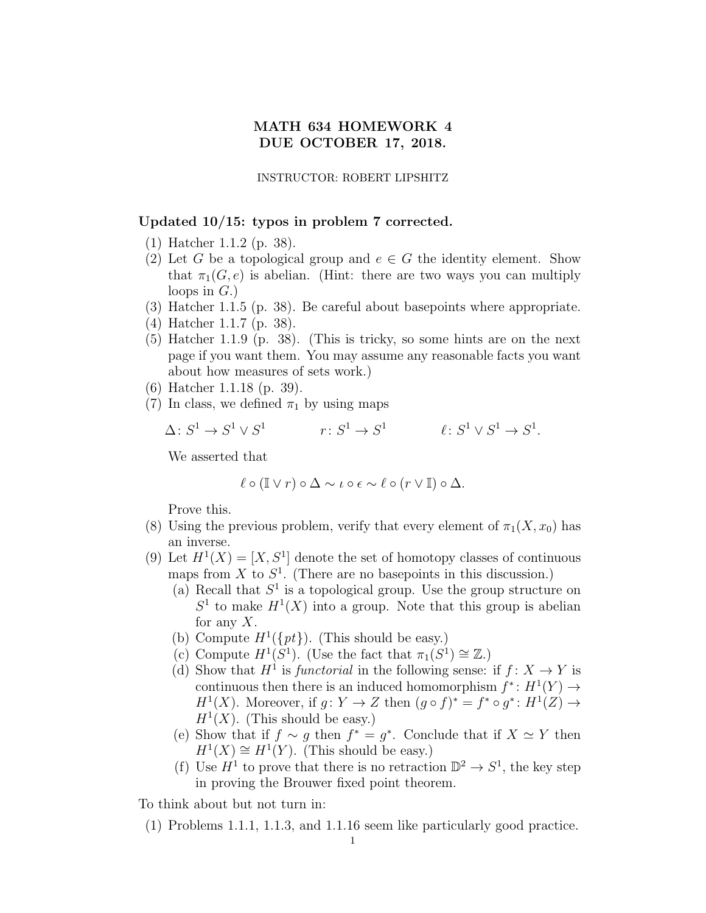# MATH 634 HOMEWORK 4
# DUE OCTOBER 17, 2018.

INSTRUCTOR: ROBERT LIPSHITZ

**Updated 10/15: typos in problem 7 corrected.**

(1) Hatcher 1.1.2 (p. 38).

(2) Let $G$ be a topological group and $e \in G$ the identity element. Show that $\pi_1(G, e)$ is abelian. (Hint: there are two ways you can multiply loops in $G$.)

(3) Hatcher 1.1.5 (p. 38). Be careful about basepoints where appropriate.

(4) Hatcher 1.1.7 (p. 38).

(5) Hatcher 1.1.9 (p. 38). (This is tricky, so some hints are on the next page if you want them. You may assume any reasonable facts you want about how measures of sets work.)

(6) Hatcher 1.1.18 (p. 39).

(7) In class, we defined $\pi_1$ by using maps

$$\Delta \colon S^1 \to S^1 \vee S^1 \qquad r \colon S^1 \to S^1 \qquad \ell \colon S^1 \vee S^1 \to S^1.$$

We asserted that

$$\ell \circ (\mathbb{I} \vee r) \circ \Delta \sim \iota \circ \epsilon \sim \ell \circ (r \vee \mathbb{I}) \circ \Delta.$$

Prove this.

(8) Using the previous problem, verify that every element of $\pi_1(X, x_0)$ has an inverse.

(9) Let $H^1(X) = [X, S^1]$ denote the set of homotopy classes of continuous maps from $X$ to $S^1$. (There are no basepoints in this discussion.)

   (a) Recall that $S^1$ is a topological group. Use the group structure on $S^1$ to make $H^1(X)$ into a group. Note that this group is abelian for any $X$.

   (b) Compute $H^1(\{pt\})$. (This should be easy.)

   (c) Compute $H^1(S^1)$. (Use the fact that $\pi_1(S^1) \cong \mathbb{Z}$.)

   (d) Show that $H^1$ is *functorial* in the following sense: if $f \colon X \to Y$ is continuous then there is an induced homomorphism $f^* \colon H^1(Y) \to H^1(X)$. Moreover, if $g \colon Y \to Z$ then $(g \circ f)^* = f^* \circ g^* \colon H^1(Z) \to H^1(X)$. (This should be easy.)

   (e) Show that if $f \sim g$ then $f^* = g^*$. Conclude that if $X \simeq Y$ then $H^1(X) \cong H^1(Y)$. (This should be easy.)

   (f) Use $H^1$ to prove that there is no retraction $\mathbb{D}^2 \to S^1$, the key step in proving the Brouwer fixed point theorem.

To think about but not turn in:

(1) Problems 1.1.1, 1.1.3, and 1.1.16 seem like particularly good practice.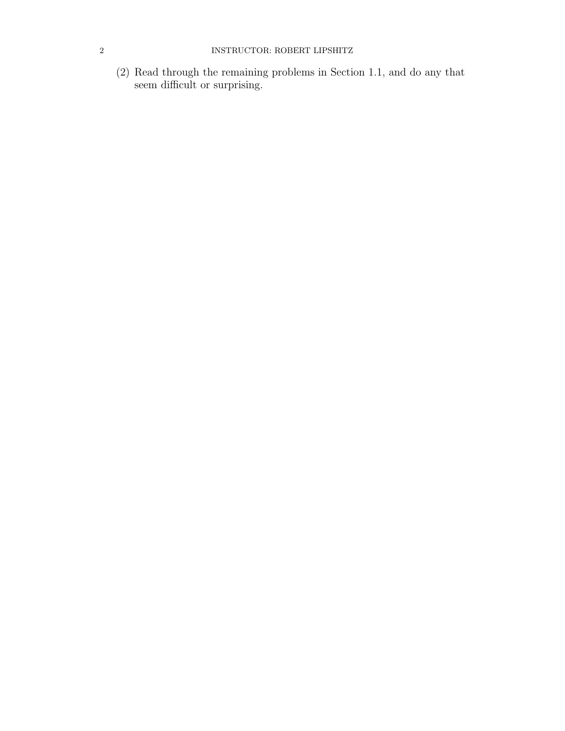(2) Read through the remaining problems in Section 1.1, and do any that seem difficult or surprising.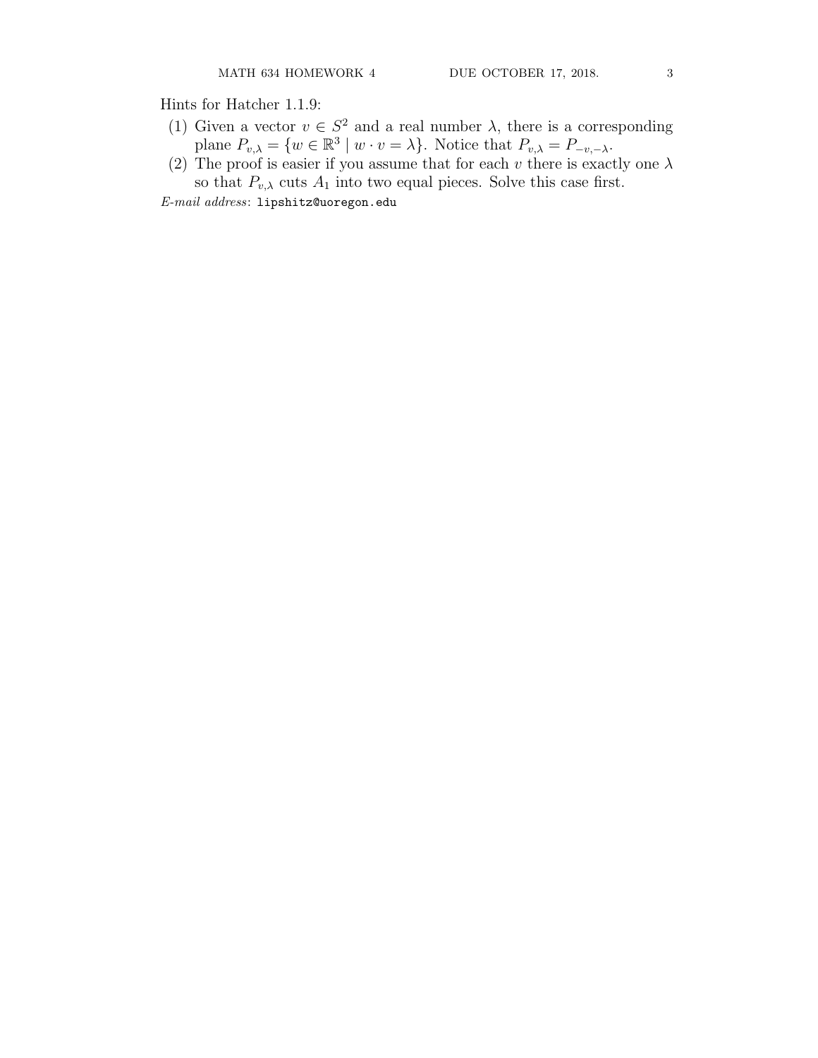Hints for Hatcher 1.1.9:

1. Given a vector $v \in S^2$ and a real number $\lambda$, there is a corresponding plane $P_{v,\lambda} = \{w \in \mathbb{R}^3 \mid w \cdot v = \lambda\}$. Notice that $P_{v,\lambda} = P_{-v,-\lambda}$.
2. The proof is easier if you assume that for each $v$ there is exactly one $\lambda$ so that $P_{v,\lambda}$ cuts $A_1$ into two equal pieces. Solve this case first.

*E-mail address*: `lipshitz@uoregon.edu`